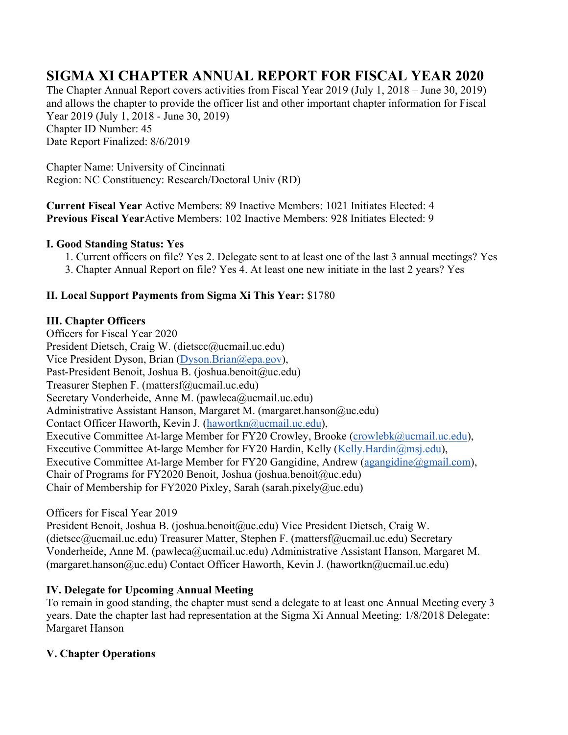# SIGMA XI CHAPTER ANNUAL REPORT FOR FISCAL YEAR 2020

The Chapter Annual Report covers activities from Fiscal Year 2019 (July 1, 2018 – June 30, 2019) and allows the chapter to provide the officer list and other important chapter information for Fiscal Year 2019 (July 1, 2018 - June 30, 2019)
Chapter ID Number: 45
Date Report Finalized: 8/6/2019

Chapter Name: University of Cincinnati
Region: NC Constituency: Research/Doctoral Univ (RD)

**Current Fiscal Year** Active Members: 89 Inactive Members: 1021 Initiates Elected: 4
**Previous Fiscal Year**Active Members: 102 Inactive Members: 928 Initiates Elected: 9

### I. Good Standing Status: Yes

1. Current officers on file? Yes 2. Delegate sent to at least one of the last 3 annual meetings? Yes
3. Chapter Annual Report on file? Yes 4. At least one new initiate in the last 2 years? Yes

### II. Local Support Payments from Sigma Xi This Year: $1780

### III. Chapter Officers

Officers for Fiscal Year 2020
President Dietsch, Craig W. (dietscc@ucmail.uc.edu)
Vice President Dyson, Brian (Dyson.Brian@epa.gov),
Past-President Benoit, Joshua B. (joshua.benoit@uc.edu)
Treasurer Stephen F. (mattersf@ucmail.uc.edu)
Secretary Vonderheide, Anne M. (pawleca@ucmail.uc.edu)
Administrative Assistant Hanson, Margaret M. (margaret.hanson@uc.edu)
Contact Officer Haworth, Kevin J. (hawortkn@ucmail.uc.edu),
Executive Committee At-large Member for FY20 Crowley, Brooke (crowlebk@ucmail.uc.edu),
Executive Committee At-large Member for FY20 Hardin, Kelly (Kelly.Hardin@msj.edu),
Executive Committee At-large Member for FY20 Gangidine, Andrew (agangidine@gmail.com),
Chair of Programs for FY2020 Benoit, Joshua (joshua.benoit@uc.edu)
Chair of Membership for FY2020 Pixley, Sarah (sarah.pixely@uc.edu)

Officers for Fiscal Year 2019
President Benoit, Joshua B. (joshua.benoit@uc.edu) Vice President Dietsch, Craig W. (dietscc@ucmail.uc.edu) Treasurer Matter, Stephen F. (mattersf@ucmail.uc.edu) Secretary Vonderheide, Anne M. (pawleca@ucmail.uc.edu) Administrative Assistant Hanson, Margaret M. (margaret.hanson@uc.edu) Contact Officer Haworth, Kevin J. (hawortkn@ucmail.uc.edu)

### IV. Delegate for Upcoming Annual Meeting

To remain in good standing, the chapter must send a delegate to at least one Annual Meeting every 3 years. Date the chapter last had representation at the Sigma Xi Annual Meeting: 1/8/2018 Delegate: Margaret Hanson

### V. Chapter Operations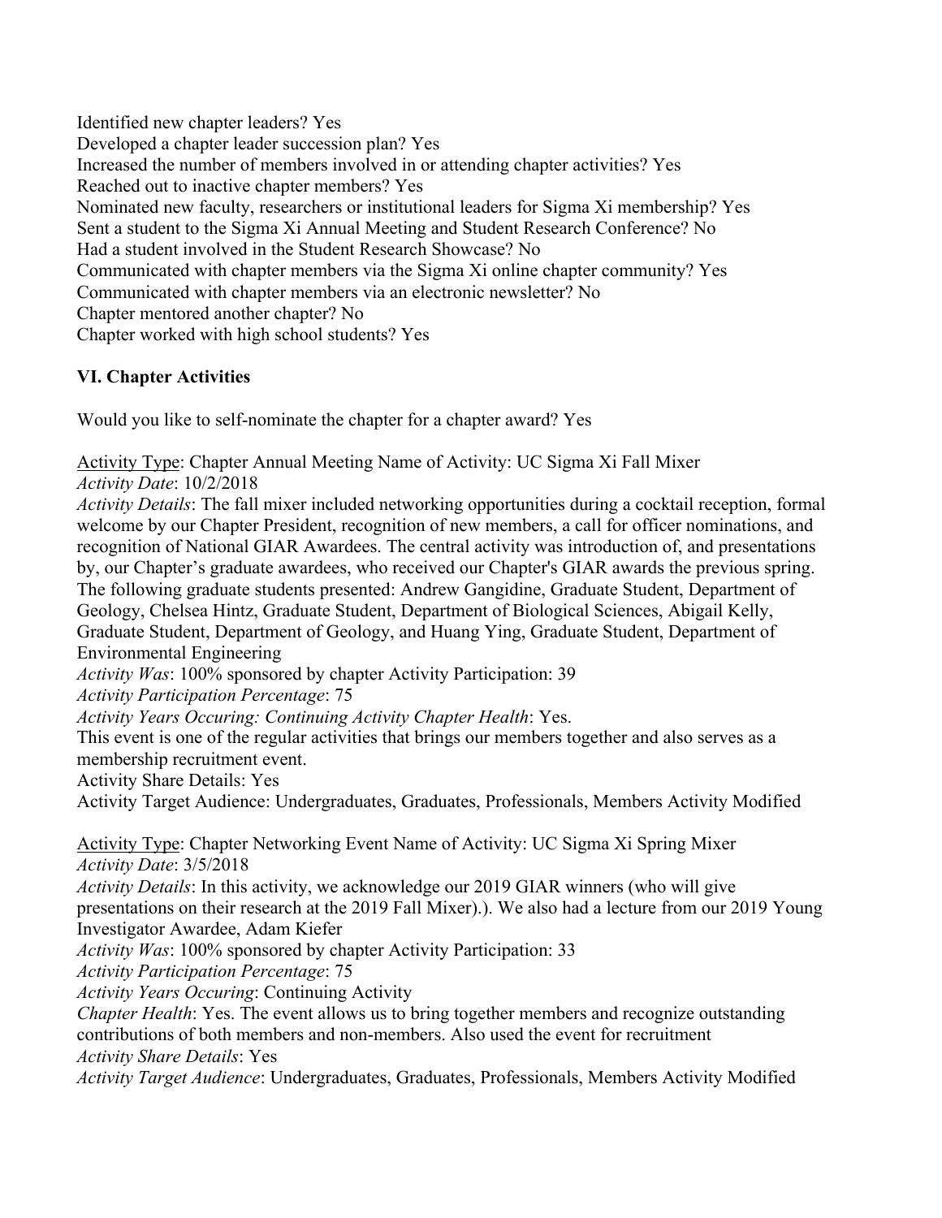Identified new chapter leaders? Yes
Developed a chapter leader succession plan? Yes
Increased the number of members involved in or attending chapter activities? Yes
Reached out to inactive chapter members? Yes
Nominated new faculty, researchers or institutional leaders for Sigma Xi membership? Yes
Sent a student to the Sigma Xi Annual Meeting and Student Research Conference? No
Had a student involved in the Student Research Showcase? No
Communicated with chapter members via the Sigma Xi online chapter community? Yes
Communicated with chapter members via an electronic newsletter? No
Chapter mentored another chapter? No
Chapter worked with high school students? Yes

## VI. Chapter Activities

Would you like to self-nominate the chapter for a chapter award? Yes

Activity Type: Chapter Annual Meeting Name of Activity: UC Sigma Xi Fall Mixer
*Activity Date*: 10/2/2018
*Activity Details*: The fall mixer included networking opportunities during a cocktail reception, formal welcome by our Chapter President, recognition of new members, a call for officer nominations, and recognition of National GIAR Awardees. The central activity was introduction of, and presentations by, our Chapter's graduate awardees, who received our Chapter's GIAR awards the previous spring. The following graduate students presented: Andrew Gangidine, Graduate Student, Department of Geology, Chelsea Hintz, Graduate Student, Department of Biological Sciences, Abigail Kelly, Graduate Student, Department of Geology, and Huang Ying, Graduate Student, Department of Environmental Engineering
*Activity Was*: 100% sponsored by chapter Activity Participation: 39
*Activity Participation Percentage*: 75
*Activity Years Occuring: Continuing Activity Chapter Health*: Yes.
This event is one of the regular activities that brings our members together and also serves as a membership recruitment event.
Activity Share Details: Yes
Activity Target Audience: Undergraduates, Graduates, Professionals, Members Activity Modified

Activity Type: Chapter Networking Event Name of Activity: UC Sigma Xi Spring Mixer
*Activity Date*: 3/5/2018
*Activity Details*: In this activity, we acknowledge our 2019 GIAR winners (who will give presentations on their research at the 2019 Fall Mixer).). We also had a lecture from our 2019 Young Investigator Awardee, Adam Kiefer
*Activity Was*: 100% sponsored by chapter Activity Participation: 33
*Activity Participation Percentage*: 75
*Activity Years Occuring*: Continuing Activity
*Chapter Health*: Yes. The event allows us to bring together members and recognize outstanding contributions of both members and non-members. Also used the event for recruitment
*Activity Share Details*: Yes
*Activity Target Audience*: Undergraduates, Graduates, Professionals, Members Activity Modified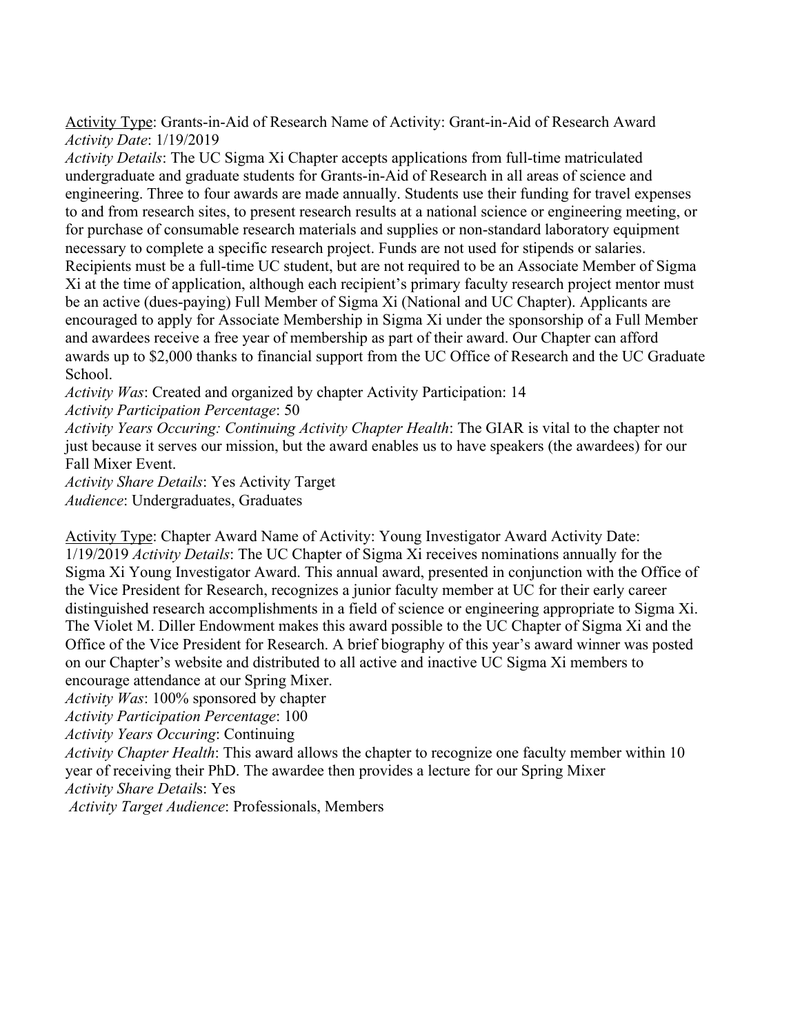Activity Type: Grants-in-Aid of Research Name of Activity: Grant-in-Aid of Research Award
*Activity Date*: 1/19/2019
*Activity Details*: The UC Sigma Xi Chapter accepts applications from full-time matriculated undergraduate and graduate students for Grants-in-Aid of Research in all areas of science and engineering. Three to four awards are made annually. Students use their funding for travel expenses to and from research sites, to present research results at a national science or engineering meeting, or for purchase of consumable research materials and supplies or non-standard laboratory equipment necessary to complete a specific research project. Funds are not used for stipends or salaries. Recipients must be a full-time UC student, but are not required to be an Associate Member of Sigma Xi at the time of application, although each recipient's primary faculty research project mentor must be an active (dues-paying) Full Member of Sigma Xi (National and UC Chapter). Applicants are encouraged to apply for Associate Membership in Sigma Xi under the sponsorship of a Full Member and awardees receive a free year of membership as part of their award. Our Chapter can afford awards up to $2,000 thanks to financial support from the UC Office of Research and the UC Graduate School.
*Activity Was*: Created and organized by chapter Activity Participation: 14
*Activity Participation Percentage*: 50
*Activity Years Occuring: Continuing Activity Chapter Health*: The GIAR is vital to the chapter not just because it serves our mission, but the award enables us to have speakers (the awardees) for our Fall Mixer Event.
*Activity Share Details*: Yes Activity Target
*Audience*: Undergraduates, Graduates

Activity Type: Chapter Award Name of Activity: Young Investigator Award Activity Date: 1/19/2019 *Activity Details*: The UC Chapter of Sigma Xi receives nominations annually for the Sigma Xi Young Investigator Award. This annual award, presented in conjunction with the Office of the Vice President for Research, recognizes a junior faculty member at UC for their early career distinguished research accomplishments in a field of science or engineering appropriate to Sigma Xi. The Violet M. Diller Endowment makes this award possible to the UC Chapter of Sigma Xi and the Office of the Vice President for Research. A brief biography of this year's award winner was posted on our Chapter's website and distributed to all active and inactive UC Sigma Xi members to encourage attendance at our Spring Mixer.
*Activity Was*: 100% sponsored by chapter
*Activity Participation Percentage*: 100
*Activity Years Occuring*: Continuing
*Activity Chapter Health*: This award allows the chapter to recognize one faculty member within 10 year of receiving their PhD. The awardee then provides a lecture for our Spring Mixer
*Activity Share Details*: Yes
*Activity Target Audience*: Professionals, Members